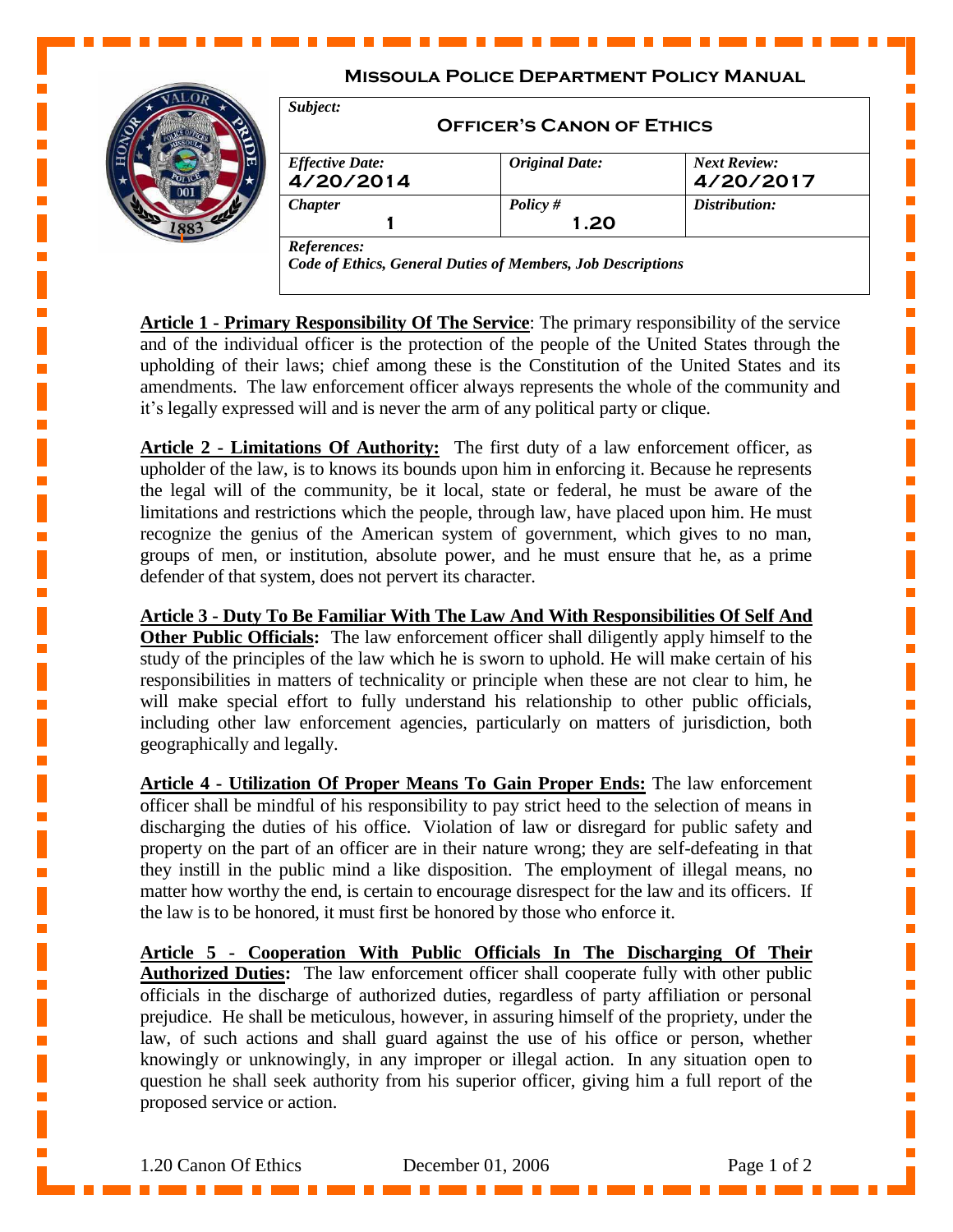**Missoula Police Department Policy Manual**

| Subject: **Officer's Canon of Ethics** | | |
|---|---|---|
| *Effective Date:* 4/20/2014 | *Original Date:* | *Next Review:* 4/20/2017 |
| *Chapter* 1 | *Policy #* 1.20 | *Distribution:* |
| *References:* *Code of Ethics, General Duties of Members, Job Descriptions* | | |

**Article 1 - Primary Responsibility Of The Service**: The primary responsibility of the service and of the individual officer is the protection of the people of the United States through the upholding of their laws; chief among these is the Constitution of the United States and its amendments. The law enforcement officer always represents the whole of the community and it's legally expressed will and is never the arm of any political party or clique.

**Article 2 - Limitations Of Authority:** The first duty of a law enforcement officer, as upholder of the law, is to knows its bounds upon him in enforcing it. Because he represents the legal will of the community, be it local, state or federal, he must be aware of the limitations and restrictions which the people, through law, have placed upon him. He must recognize the genius of the American system of government, which gives to no man, groups of men, or institution, absolute power, and he must ensure that he, as a prime defender of that system, does not pervert its character.

**Article 3 - Duty To Be Familiar With The Law And With Responsibilities Of Self And Other Public Officials:** The law enforcement officer shall diligently apply himself to the study of the principles of the law which he is sworn to uphold. He will make certain of his responsibilities in matters of technicality or principle when these are not clear to him, he will make special effort to fully understand his relationship to other public officials, including other law enforcement agencies, particularly on matters of jurisdiction, both geographically and legally.

**Article 4 - Utilization Of Proper Means To Gain Proper Ends:** The law enforcement officer shall be mindful of his responsibility to pay strict heed to the selection of means in discharging the duties of his office. Violation of law or disregard for public safety and property on the part of an officer are in their nature wrong; they are self-defeating in that they instill in the public mind a like disposition. The employment of illegal means, no matter how worthy the end, is certain to encourage disrespect for the law and its officers. If the law is to be honored, it must first be honored by those who enforce it.

**Article 5 - Cooperation With Public Officials In The Discharging Of Their Authorized Duties:** The law enforcement officer shall cooperate fully with other public officials in the discharge of authorized duties, regardless of party affiliation or personal prejudice. He shall be meticulous, however, in assuring himself of the propriety, under the law, of such actions and shall guard against the use of his office or person, whether knowingly or unknowingly, in any improper or illegal action. In any situation open to question he shall seek authority from his superior officer, giving him a full report of the proposed service or action.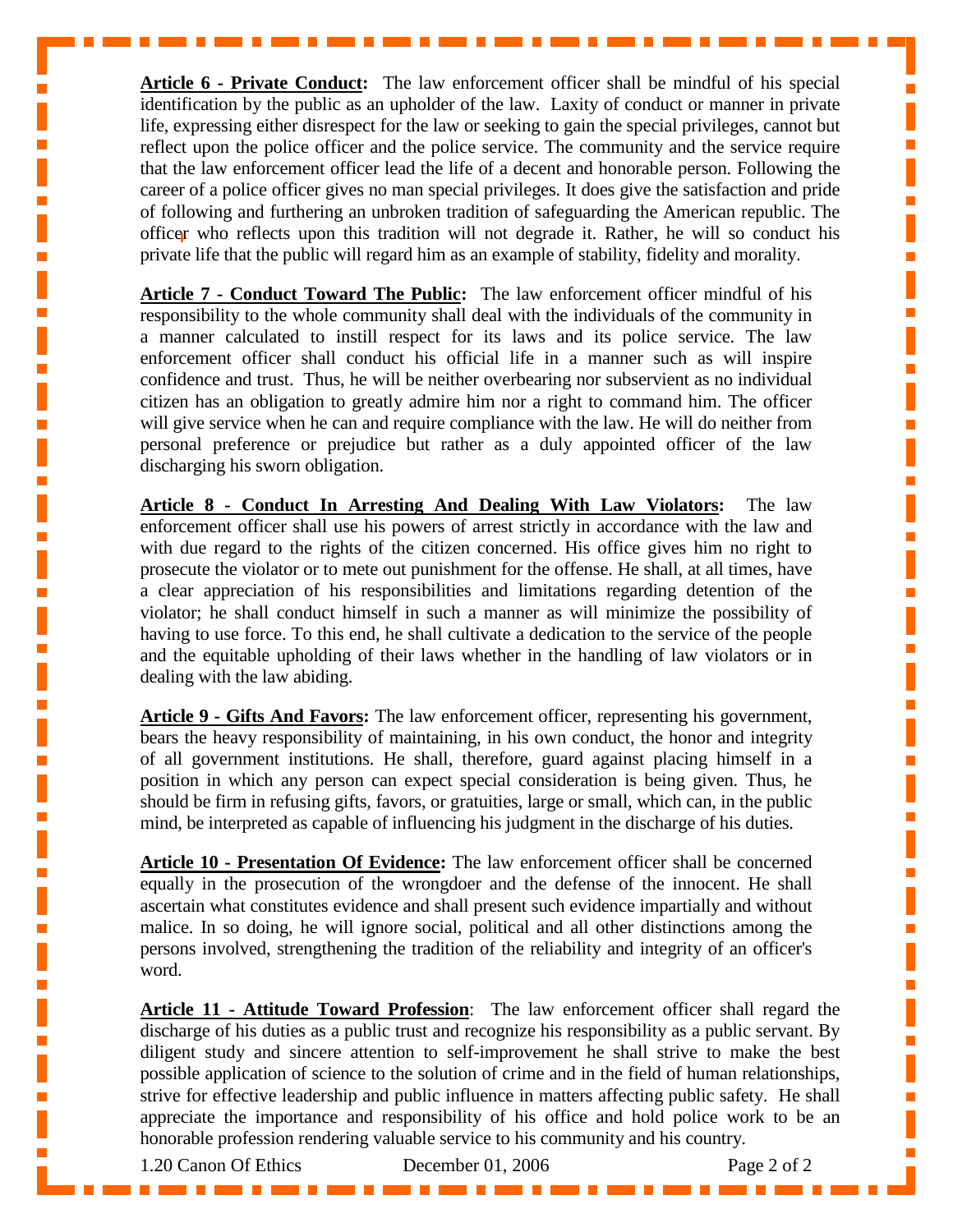**Article 6 - Private Conduct:** The law enforcement officer shall be mindful of his special identification by the public as an upholder of the law. Laxity of conduct or manner in private life, expressing either disrespect for the law or seeking to gain the special privileges, cannot but reflect upon the police officer and the police service. The community and the service require that the law enforcement officer lead the life of a decent and honorable person. Following the career of a police officer gives no man special privileges. It does give the satisfaction and pride of following and furthering an unbroken tradition of safeguarding the American republic. The officer who reflects upon this tradition will not degrade it. Rather, he will so conduct his private life that the public will regard him as an example of stability, fidelity and morality.

**Article 7 - Conduct Toward The Public:** The law enforcement officer mindful of his responsibility to the whole community shall deal with the individuals of the community in a manner calculated to instill respect for its laws and its police service. The law enforcement officer shall conduct his official life in a manner such as will inspire confidence and trust. Thus, he will be neither overbearing nor subservient as no individual citizen has an obligation to greatly admire him nor a right to command him. The officer will give service when he can and require compliance with the law. He will do neither from personal preference or prejudice but rather as a duly appointed officer of the law discharging his sworn obligation.

**Article 8 - Conduct In Arresting And Dealing With Law Violators:** The law enforcement officer shall use his powers of arrest strictly in accordance with the law and with due regard to the rights of the citizen concerned. His office gives him no right to prosecute the violator or to mete out punishment for the offense. He shall, at all times, have a clear appreciation of his responsibilities and limitations regarding detention of the violator; he shall conduct himself in such a manner as will minimize the possibility of having to use force. To this end, he shall cultivate a dedication to the service of the people and the equitable upholding of their laws whether in the handling of law violators or in dealing with the law abiding.

**Article 9 - Gifts And Favors:** The law enforcement officer, representing his government, bears the heavy responsibility of maintaining, in his own conduct, the honor and integrity of all government institutions. He shall, therefore, guard against placing himself in a position in which any person can expect special consideration is being given. Thus, he should be firm in refusing gifts, favors, or gratuities, large or small, which can, in the public mind, be interpreted as capable of influencing his judgment in the discharge of his duties.

**Article 10 - Presentation Of Evidence:** The law enforcement officer shall be concerned equally in the prosecution of the wrongdoer and the defense of the innocent. He shall ascertain what constitutes evidence and shall present such evidence impartially and without malice. In so doing, he will ignore social, political and all other distinctions among the persons involved, strengthening the tradition of the reliability and integrity of an officer's word.

**Article 11 - Attitude Toward Profession**: The law enforcement officer shall regard the discharge of his duties as a public trust and recognize his responsibility as a public servant. By diligent study and sincere attention to self-improvement he shall strive to make the best possible application of science to the solution of crime and in the field of human relationships, strive for effective leadership and public influence in matters affecting public safety. He shall appreciate the importance and responsibility of his office and hold police work to be an honorable profession rendering valuable service to his community and his country.